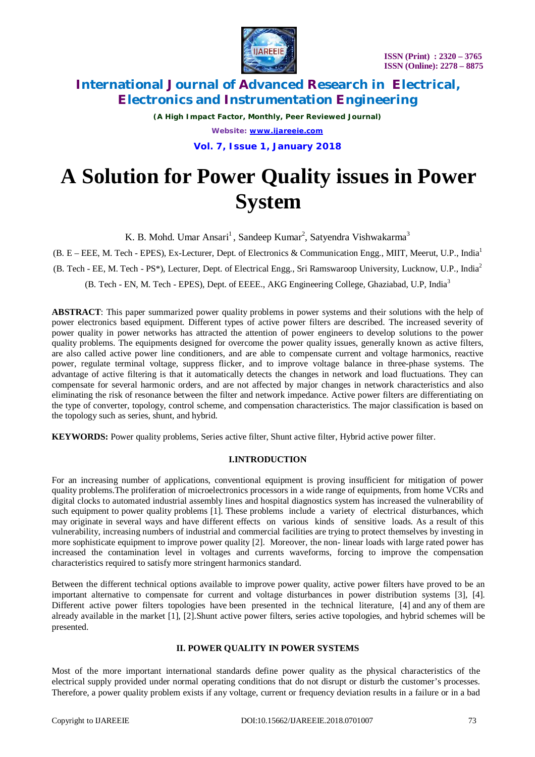# A Solution for Power Quality issues in Power System

K. B. Mohd. Umar Ansari[1], Sandeep Kumar[2], Satyendra Vishwakarma[3]

(B. E – EEE, M. Tech - EPES), Ex-Lecturer, Dept. of Electronics & Communication Engg., MIIT, Meerut, U.P., India[1]

(B. Tech - EE, M. Tech - PS*), Lecturer, Dept. of Electrical Engg., Sri Ramswaroop University, Lucknow, U.P., India[2]

(B. Tech - EN, M. Tech - EPES), Dept. of EEEE., AKG Engineering College, Ghaziabad, U.P, India[3]

**ABSTRACT**: This paper summarized power quality problems in power systems and their solutions with the help of power electronics based equipment. Different types of active power filters are described. The increased severity of power quality in power networks has attracted the attention of power engineers to develop solutions to the power quality problems. The equipments designed for overcome the power quality issues, generally known as active filters, are also called active power line conditioners, and are able to compensate current and voltage harmonics, reactive power, regulate terminal voltage, suppress flicker, and to improve voltage balance in three-phase systems. The advantage of active filtering is that it automatically detects the changes in network and load fluctuations. They can compensate for several harmonic orders, and are not affected by major changes in network characteristics and also eliminating the risk of resonance between the filter and network impedance. Active power filters are differentiating on the type of converter, topology, control scheme, and compensation characteristics. The major classification is based on the topology such as series, shunt, and hybrid.

**KEYWORDS:** Power quality problems, Series active filter, Shunt active filter, Hybrid active power filter.

## I.INTRODUCTION

For an increasing number of applications, conventional equipment is proving insufficient for mitigation of power quality problems.The proliferation of microelectronics processors in a wide range of equipments, from home VCRs and digital clocks to automated industrial assembly lines and hospital diagnostics system has increased the vulnerability of such equipment to power quality problems [1]. These problems include a variety of electrical disturbances, which may originate in several ways and have different effects on various kinds of sensitive loads. As a result of this vulnerability, increasing numbers of industrial and commercial facilities are trying to protect themselves by investing in more sophisticate equipment to improve power quality [2]. Moreover, the non- linear loads with large rated power has increased the contamination level in voltages and currents waveforms, forcing to improve the compensation characteristics required to satisfy more stringent harmonics standard.

Between the different technical options available to improve power quality, active power filters have proved to be an important alternative to compensate for current and voltage disturbances in power distribution systems [3], [4]. Different active power filters topologies have been presented in the technical literature, [4] and any of them are already available in the market [1], [2].Shunt active power filters, series active topologies, and hybrid schemes will be presented.

## II. POWER QUALITY IN POWER SYSTEMS

Most of the more important international standards define power quality as the physical characteristics of the electrical supply provided under normal operating conditions that do not disrupt or disturb the customer's processes. Therefore, a power quality problem exists if any voltage, current or frequency deviation results in a failure or in a bad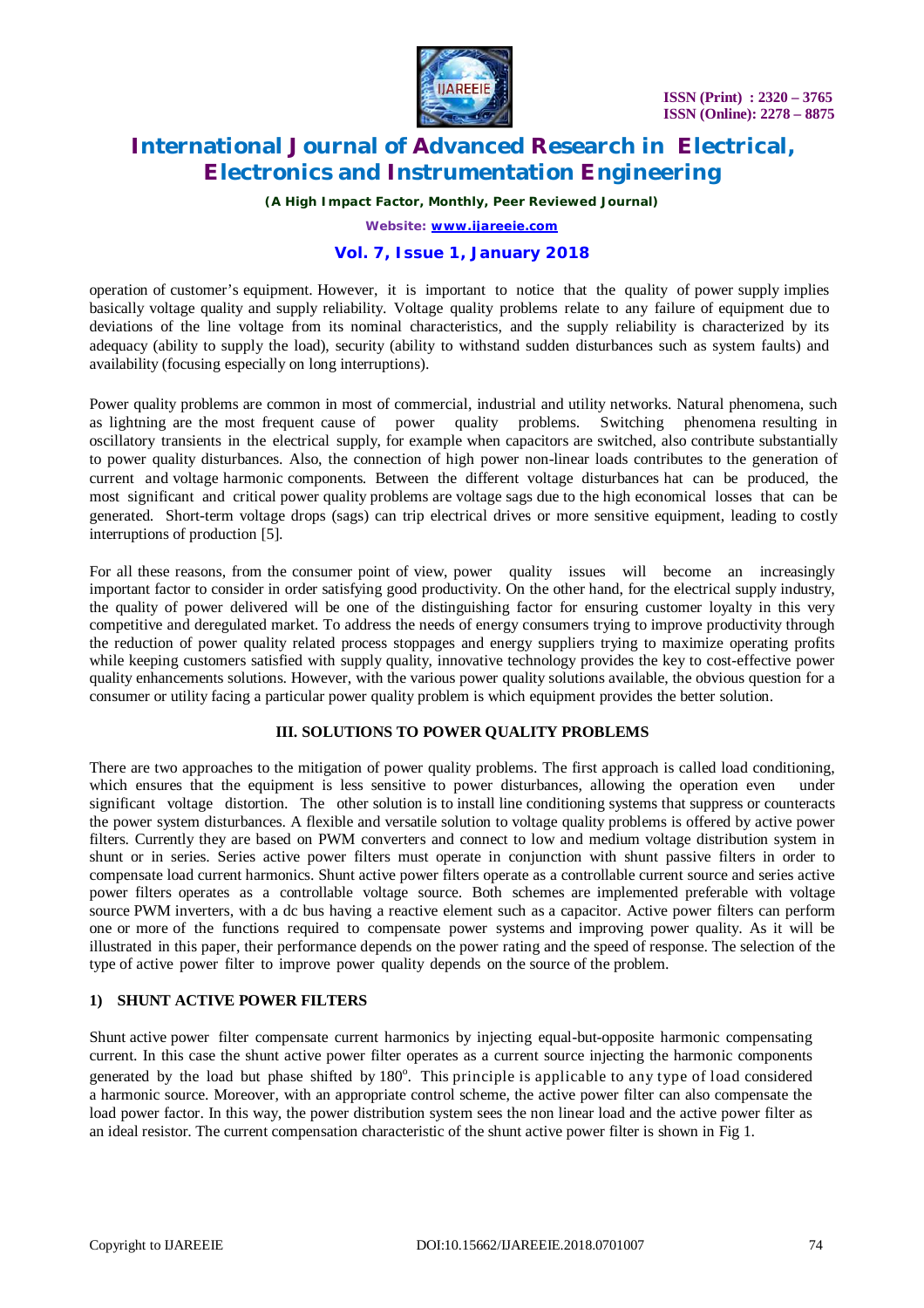operation of customer's equipment. However, it is important to notice that the quality of power supply implies basically voltage quality and supply reliability. Voltage quality problems relate to any failure of equipment due to deviations of the line voltage from its nominal characteristics, and the supply reliability is characterized by its adequacy (ability to supply the load), security (ability to withstand sudden disturbances such as system faults) and availability (focusing especially on long interruptions).

Power quality problems are common in most of commercial, industrial and utility networks. Natural phenomena, such as lightning are the most frequent cause of power quality problems. Switching phenomena resulting in oscillatory transients in the electrical supply, for example when capacitors are switched, also contribute substantially to power quality disturbances. Also, the connection of high power non-linear loads contributes to the generation of current and voltage harmonic components. Between the different voltage disturbances hat can be produced, the most significant and critical power quality problems are voltage sags due to the high economical losses that can be generated. Short-term voltage drops (sags) can trip electrical drives or more sensitive equipment, leading to costly interruptions of production [5].

For all these reasons, from the consumer point of view, power quality issues will become an increasingly important factor to consider in order satisfying good productivity. On the other hand, for the electrical supply industry, the quality of power delivered will be one of the distinguishing factor for ensuring customer loyalty in this very competitive and deregulated market. To address the needs of energy consumers trying to improve productivity through the reduction of power quality related process stoppages and energy suppliers trying to maximize operating profits while keeping customers satisfied with supply quality, innovative technology provides the key to cost-effective power quality enhancements solutions. However, with the various power quality solutions available, the obvious question for a consumer or utility facing a particular power quality problem is which equipment provides the better solution.

## III. SOLUTIONS TO POWER QUALITY PROBLEMS

There are two approaches to the mitigation of power quality problems. The first approach is called load conditioning, which ensures that the equipment is less sensitive to power disturbances, allowing the operation even under significant voltage distortion. The other solution is to install line conditioning systems that suppress or counteracts the power system disturbances. A flexible and versatile solution to voltage quality problems is offered by active power filters. Currently they are based on PWM converters and connect to low and medium voltage distribution system in shunt or in series. Series active power filters must operate in conjunction with shunt passive filters in order to compensate load current harmonics. Shunt active power filters operate as a controllable current source and series active power filters operates as a controllable voltage source. Both schemes are implemented preferable with voltage source PWM inverters, with a dc bus having a reactive element such as a capacitor. Active power filters can perform one or more of the functions required to compensate power systems and improving power quality. As it will be illustrated in this paper, their performance depends on the power rating and the speed of response. The selection of the type of active power filter to improve power quality depends on the source of the problem.

### 1) SHUNT ACTIVE POWER FILTERS

Shunt active power filter compensate current harmonics by injecting equal-but-opposite harmonic compensating current. In this case the shunt active power filter operates as a current source injecting the harmonic components generated by the load but phase shifted by $180^{o}$. This principle is applicable to any type of load considered a harmonic source. Moreover, with an appropriate control scheme, the active power filter can also compensate the load power factor. In this way, the power distribution system sees the non linear load and the active power filter as an ideal resistor. The current compensation characteristic of the shunt active power filter is shown in Fig 1.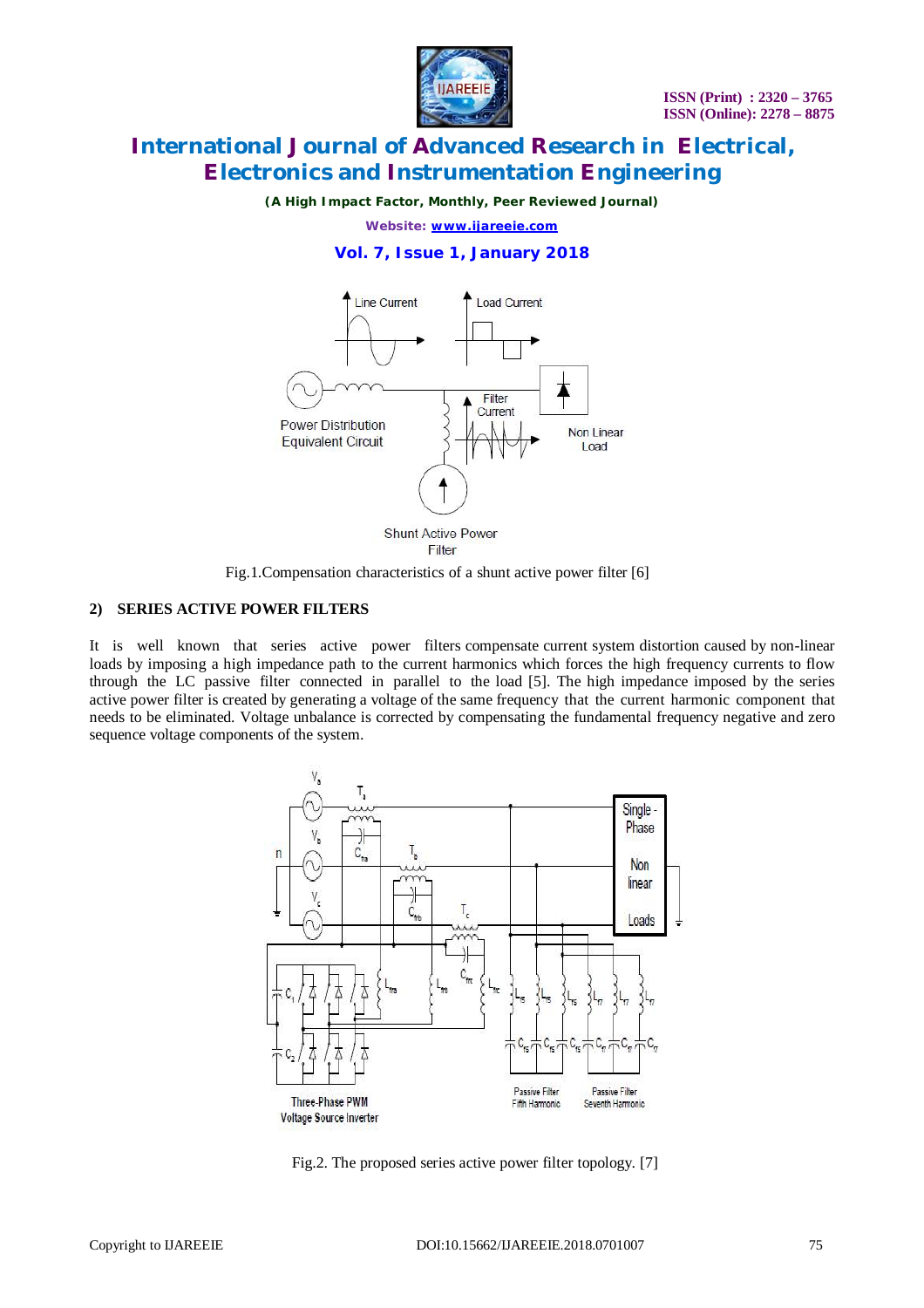Fig.1.Compensation characteristics of a shunt active power filter [6]

### 2) SERIES ACTIVE POWER FILTERS

It is well known that series active power filters compensate current system distortion caused by non-linear loads by imposing a high impedance path to the current harmonics which forces the high frequency currents to flow through the LC passive filter connected in parallel to the load [5]. The high impedance imposed by the series active power filter is created by generating a voltage of the same frequency that the current harmonic component that needs to be eliminated. Voltage unbalance is corrected by compensating the fundamental frequency negative and zero sequence voltage components of the system.

Fig.2. The proposed series active power filter topology. [7]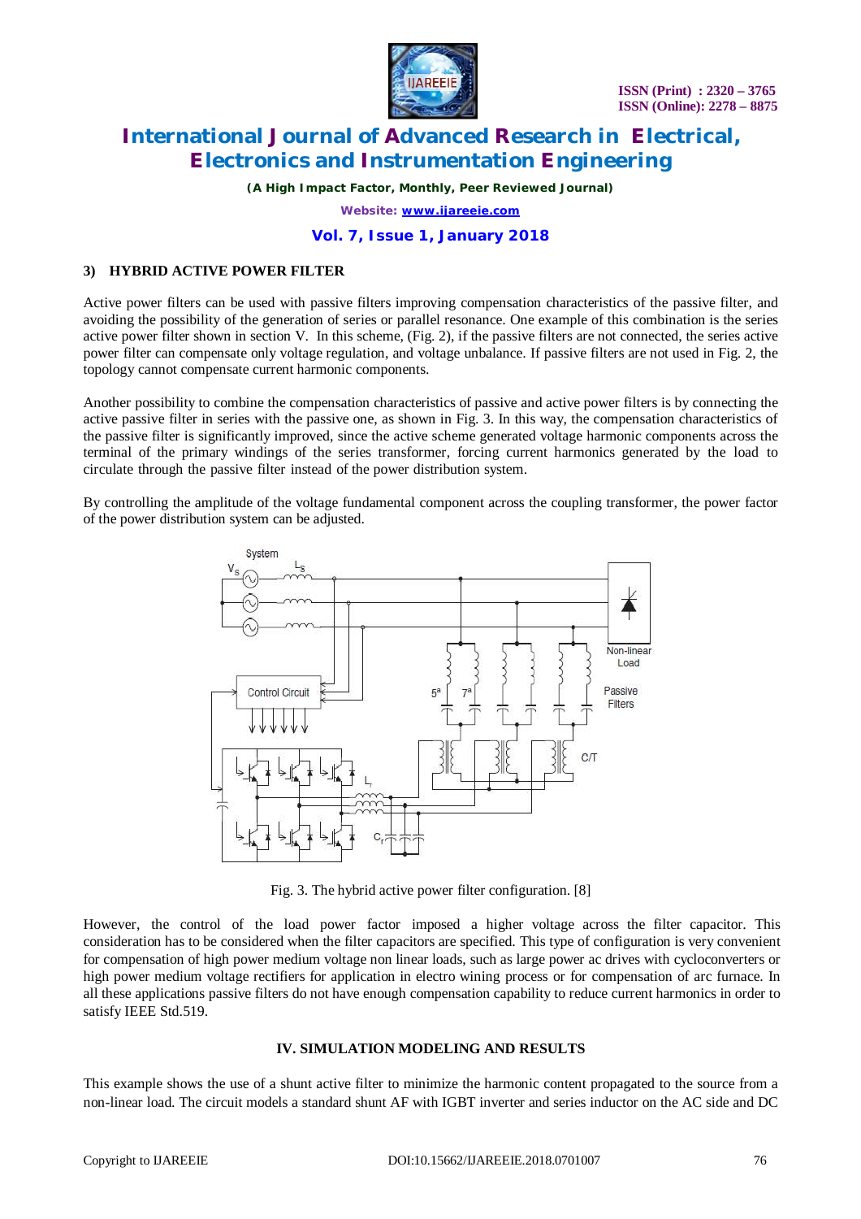### 3) HYBRID ACTIVE POWER FILTER

Active power filters can be used with passive filters improving compensation characteristics of the passive filter, and avoiding the possibility of the generation of series or parallel resonance. One example of this combination is the series active power filter shown in section V. In this scheme, (Fig. 2), if the passive filters are not connected, the series active power filter can compensate only voltage regulation, and voltage unbalance. If passive filters are not used in Fig. 2, the topology cannot compensate current harmonic components.

Another possibility to combine the compensation characteristics of passive and active power filters is by connecting the active passive filter in series with the passive one, as shown in Fig. 3. In this way, the compensation characteristics of the passive filter is significantly improved, since the active scheme generated voltage harmonic components across the terminal of the primary windings of the series transformer, forcing current harmonics generated by the load to circulate through the passive filter instead of the power distribution system.

By controlling the amplitude of the voltage fundamental component across the coupling transformer, the power factor of the power distribution system can be adjusted.

Fig. 3. The hybrid active power filter configuration. [8]

However, the control of the load power factor imposed a higher voltage across the filter capacitor. This consideration has to be considered when the filter capacitors are specified. This type of configuration is very convenient for compensation of high power medium voltage non linear loads, such as large power ac drives with cycloconverters or high power medium voltage rectifiers for application in electro wining process or for compensation of arc furnace. In all these applications passive filters do not have enough compensation capability to reduce current harmonics in order to satisfy IEEE Std.519.

## IV. SIMULATION MODELING AND RESULTS

This example shows the use of a shunt active filter to minimize the harmonic content propagated to the source from a non-linear load. The circuit models a standard shunt AF with IGBT inverter and series inductor on the AC side and DC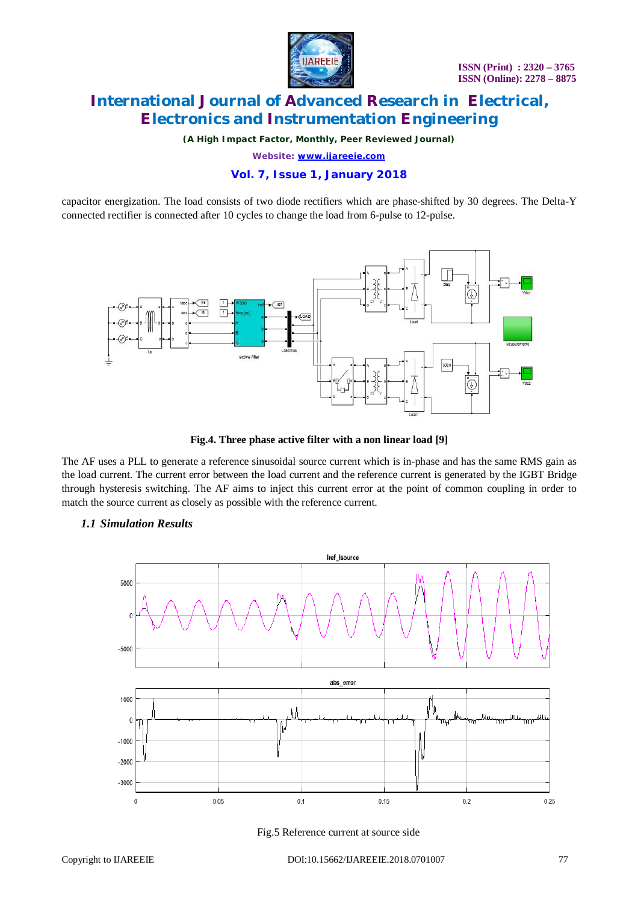capacitor energization. The load consists of two diode rectifiers which are phase-shifted by 30 degrees. The Delta-Y connected rectifier is connected after 10 cycles to change the load from 6-pulse to 12-pulse.

**Fig.4. Three phase active filter with a non linear load [9]**

The AF uses a PLL to generate a reference sinusoidal source current which is in-phase and has the same RMS gain as the load current. The current error between the load current and the reference current is generated by the IGBT Bridge through hysteresis switching. The AF aims to inject this current error at the point of common coupling in order to match the source current as closely as possible with the reference current.

### *1.1 Simulation Results*

Fig.5 Reference current at source side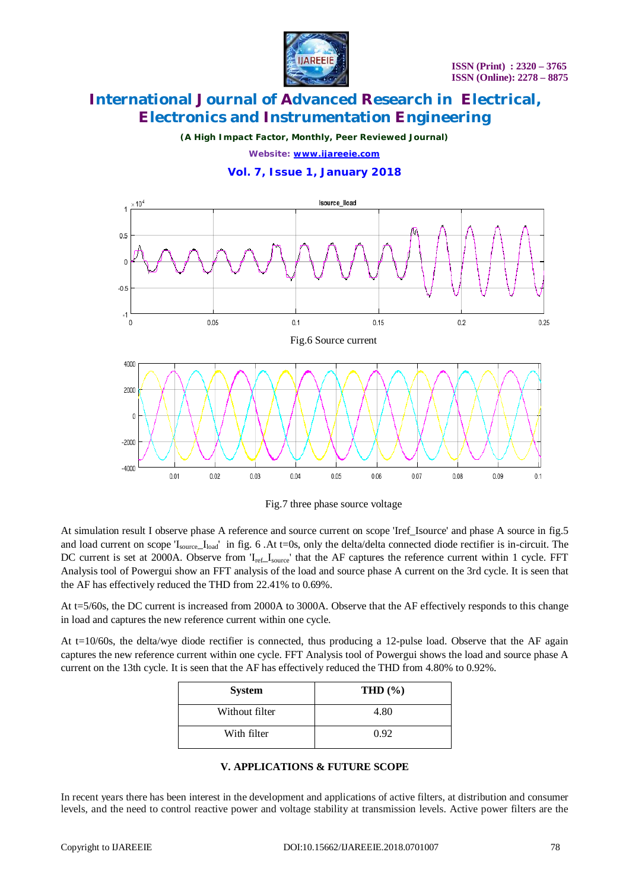Fig.6 Source current

Fig.7 three phase source voltage

At simulation result I observe phase A reference and source current on scope 'Iref_Isource' and phase A source in fig.5 and load current on scope '$I_{source}$_$I_{load}$' in fig. 6 .At t=0s, only the delta/delta connected diode rectifier is in-circuit. The DC current is set at 2000A. Observe from '$I_{ref}$_$I_{source}$' that the AF captures the reference current within 1 cycle. FFT Analysis tool of Powergui show an FFT analysis of the load and source phase A current on the 3rd cycle. It is seen that the AF has effectively reduced the THD from 22.41% to 0.69%.

At t=5/60s, the DC current is increased from 2000A to 3000A. Observe that the AF effectively responds to this change in load and captures the new reference current within one cycle.

At t=10/60s, the delta/wye diode rectifier is connected, thus producing a 12-pulse load. Observe that the AF again captures the new reference current within one cycle. FFT Analysis tool of Powergui shows the load and source phase A current on the 13th cycle. It is seen that the AF has effectively reduced the THD from 4.80% to 0.92%.

| System | THD (%) |
|---|---|
| Without filter | 4.80 |
| With filter | 0.92 |

## V. APPLICATIONS & FUTURE SCOPE

In recent years there has been interest in the development and applications of active filters, at distribution and consumer levels, and the need to control reactive power and voltage stability at transmission levels. Active power filters are the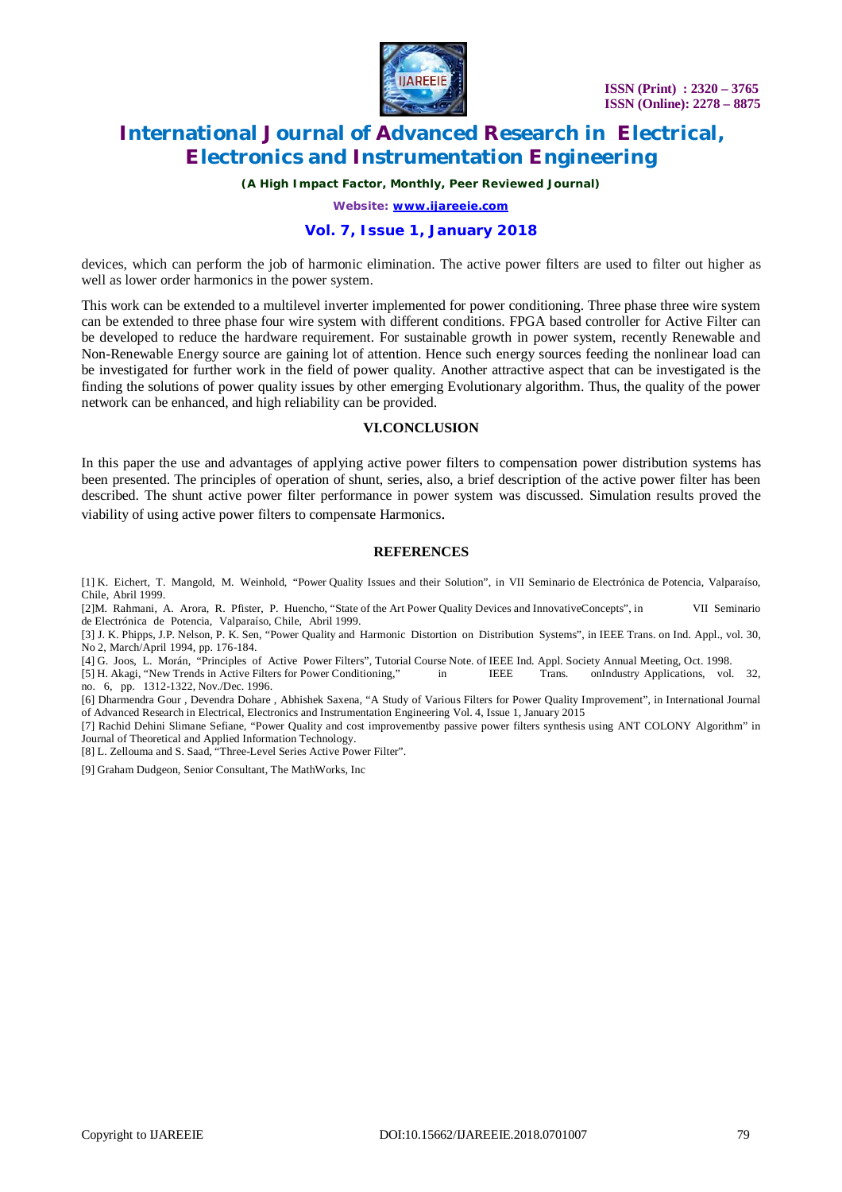devices, which can perform the job of harmonic elimination. The active power filters are used to filter out higher as well as lower order harmonics in the power system.

This work can be extended to a multilevel inverter implemented for power conditioning. Three phase three wire system can be extended to three phase four wire system with different conditions. FPGA based controller for Active Filter can be developed to reduce the hardware requirement. For sustainable growth in power system, recently Renewable and Non-Renewable Energy source are gaining lot of attention. Hence such energy sources feeding the nonlinear load can be investigated for further work in the field of power quality. Another attractive aspect that can be investigated is the finding the solutions of power quality issues by other emerging Evolutionary algorithm. Thus, the quality of the power network can be enhanced, and high reliability can be provided.

## VI.CONCLUSION

In this paper the use and advantages of applying active power filters to compensation power distribution systems has been presented. The principles of operation of shunt, series, also, a brief description of the active power filter has been described. The shunt active power filter performance in power system was discussed. Simulation results proved the viability of using active power filters to compensate Harmonics.

## REFERENCES

[1] K. Eichert, T. Mangold, M. Weinhold, "Power Quality Issues and their Solution", in VII Seminario de Electrónica de Potencia, Valparaíso, Chile, Abril 1999.

[2]M. Rahmani, A. Arora, R. Pfister, P. Huencho, "State of the Art Power Quality Devices and InnovativeConcepts", in VII Seminario de Electrónica de Potencia, Valparaíso, Chile, Abril 1999.

[3] J. K. Phipps, J.P. Nelson, P. K. Sen, "Power Quality and Harmonic Distortion on Distribution Systems", in IEEE Trans. on Ind. Appl., vol. 30, No 2, March/April 1994, pp. 176-184.

[4] G. Joos, L. Morán, "Principles of Active Power Filters", Tutorial Course Note. of IEEE Ind. Appl. Society Annual Meeting, Oct. 1998.

[5] H. Akagi, "New Trends in Active Filters for Power Conditioning," in IEEE Trans. onIndustry Applications, vol. 32, no. 6, pp. 1312-1322, Nov./Dec. 1996.

[6] Dharmendra Gour , Devendra Dohare , Abhishek Saxena, "A Study of Various Filters for Power Quality Improvement", in International Journal of Advanced Research in Electrical, Electronics and Instrumentation Engineering Vol. 4, Issue 1, January 2015

[7] Rachid Dehini Slimane Sefiane, "Power Quality and cost improvementby passive power filters synthesis using ANT COLONY Algorithm" in Journal of Theoretical and Applied Information Technology.

[8] L. Zellouma and S. Saad, "Three-Level Series Active Power Filter".

[9] Graham Dudgeon, Senior Consultant, The MathWorks, Inc